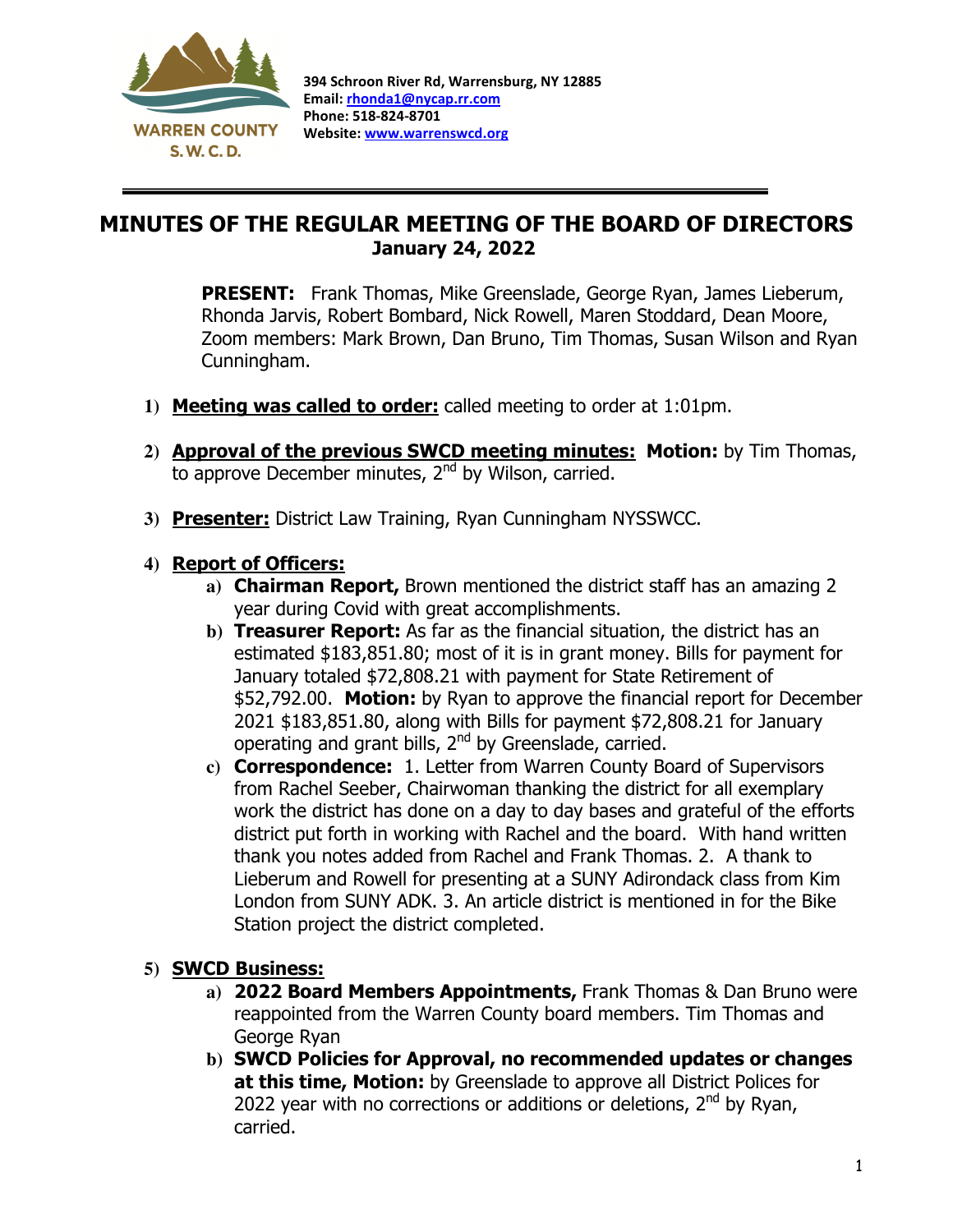WARREN COUNTY S.W.C.D.

**394 Schroon River Rd, Warrensburg, NY 12885**
**Email: [rhonda1@nycap.rr.com](mailto:rhonda1@nycap.rr.com)**
**Phone: 518-824-8701**
**Website: [www.warrenswcd.org](http://www.warrenswcd.org)**

---

# MINUTES OF THE REGULAR MEETING OF THE BOARD OF DIRECTORS
## January 24, 2022

**PRESENT:** Frank Thomas, Mike Greenslade, George Ryan, James Lieberum, Rhonda Jarvis, Robert Bombard, Nick Rowell, Maren Stoddard, Dean Moore, Zoom members: Mark Brown, Dan Bruno, Tim Thomas, Susan Wilson and Ryan Cunningham.

1) **Meeting was called to order:** called meeting to order at 1:01pm.

2) **Approval of the previous SWCD meeting minutes:** **Motion:** by Tim Thomas, to approve December minutes, 2nd by Wilson, carried.

3) **Presenter:** District Law Training, Ryan Cunningham NYSSWCC.

4) **Report of Officers:**
   a) **Chairman Report,** Brown mentioned the district staff has an amazing 2 year during Covid with great accomplishments.
   b) **Treasurer Report:** As far as the financial situation, the district has an estimated $183,851.80; most of it is in grant money. Bills for payment for January totaled $72,808.21 with payment for State Retirement of $52,792.00. **Motion:** by Ryan to approve the financial report for December 2021 $183,851.80, along with Bills for payment $72,808.21 for January operating and grant bills, 2nd by Greenslade, carried.
   c) **Correspondence:** 1. Letter from Warren County Board of Supervisors from Rachel Seeber, Chairwoman thanking the district for all exemplary work the district has done on a day to day bases and grateful of the efforts district put forth in working with Rachel and the board. With hand written thank you notes added from Rachel and Frank Thomas. 2. A thank to Lieberum and Rowell for presenting at a SUNY Adirondack class from Kim London from SUNY ADK. 3. An article district is mentioned in for the Bike Station project the district completed.

5) **SWCD Business:**
   a) **2022 Board Members Appointments,** Frank Thomas & Dan Bruno were reappointed from the Warren County board members. Tim Thomas and George Ryan
   b) **SWCD Policies for Approval, no recommended updates or changes at this time, Motion:** by Greenslade to approve all District Polices for 2022 year with no corrections or additions or deletions, 2nd by Ryan, carried.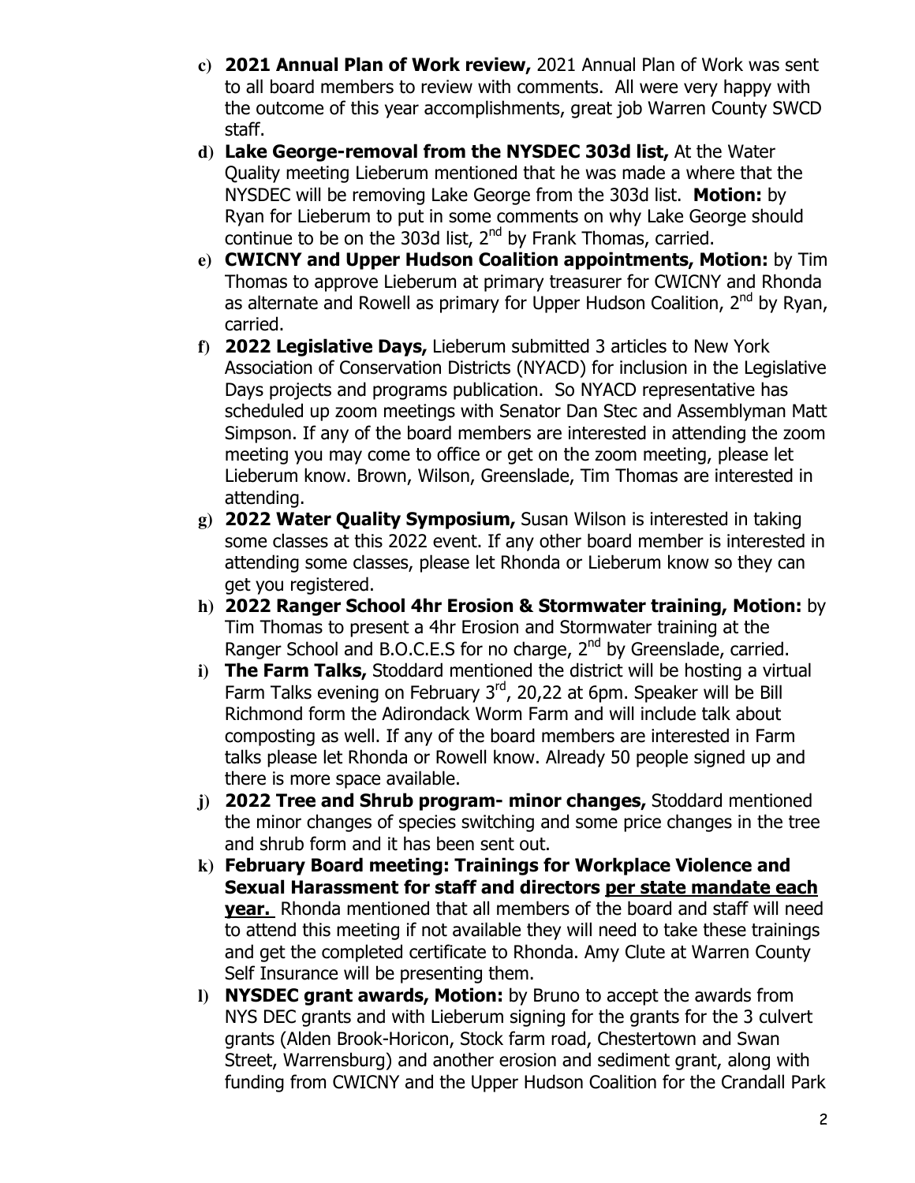c) **2021 Annual Plan of Work review,** 2021 Annual Plan of Work was sent to all board members to review with comments. All were very happy with the outcome of this year accomplishments, great job Warren County SWCD staff.

d) **Lake George-removal from the NYSDEC 303d list,** At the Water Quality meeting Lieberum mentioned that he was made a where that the NYSDEC will be removing Lake George from the 303d list. **Motion:** by Ryan for Lieberum to put in some comments on why Lake George should continue to be on the 303d list, 2nd by Frank Thomas, carried.

e) **CWICNY and Upper Hudson Coalition appointments, Motion:** by Tim Thomas to approve Lieberum at primary treasurer for CWICNY and Rhonda as alternate and Rowell as primary for Upper Hudson Coalition, 2nd by Ryan, carried.

f) **2022 Legislative Days,** Lieberum submitted 3 articles to New York Association of Conservation Districts (NYACD) for inclusion in the Legislative Days projects and programs publication. So NYACD representative has scheduled up zoom meetings with Senator Dan Stec and Assemblyman Matt Simpson. If any of the board members are interested in attending the zoom meeting you may come to office or get on the zoom meeting, please let Lieberum know. Brown, Wilson, Greenslade, Tim Thomas are interested in attending.

g) **2022 Water Quality Symposium,** Susan Wilson is interested in taking some classes at this 2022 event. If any other board member is interested in attending some classes, please let Rhonda or Lieberum know so they can get you registered.

h) **2022 Ranger School 4hr Erosion & Stormwater training, Motion:** by Tim Thomas to present a 4hr Erosion and Stormwater training at the Ranger School and B.O.C.E.S for no charge, 2nd by Greenslade, carried.

i) **The Farm Talks,** Stoddard mentioned the district will be hosting a virtual Farm Talks evening on February 3rd, 20,22 at 6pm. Speaker will be Bill Richmond form the Adirondack Worm Farm and will include talk about composting as well. If any of the board members are interested in Farm talks please let Rhonda or Rowell know. Already 50 people signed up and there is more space available.

j) **2022 Tree and Shrub program- minor changes,** Stoddard mentioned the minor changes of species switching and some price changes in the tree and shrub form and it has been sent out.

k) **February Board meeting: Trainings for Workplace Violence and Sexual Harassment for staff and directors <u>per state mandate each year.</u>** Rhonda mentioned that all members of the board and staff will need to attend this meeting if not available they will need to take these trainings and get the completed certificate to Rhonda. Amy Clute at Warren County Self Insurance will be presenting them.

l) **NYSDEC grant awards, Motion:** by Bruno to accept the awards from NYS DEC grants and with Lieberum signing for the grants for the 3 culvert grants (Alden Brook-Horicon, Stock farm road, Chestertown and Swan Street, Warrensburg) and another erosion and sediment grant, along with funding from CWICNY and the Upper Hudson Coalition for the Crandall Park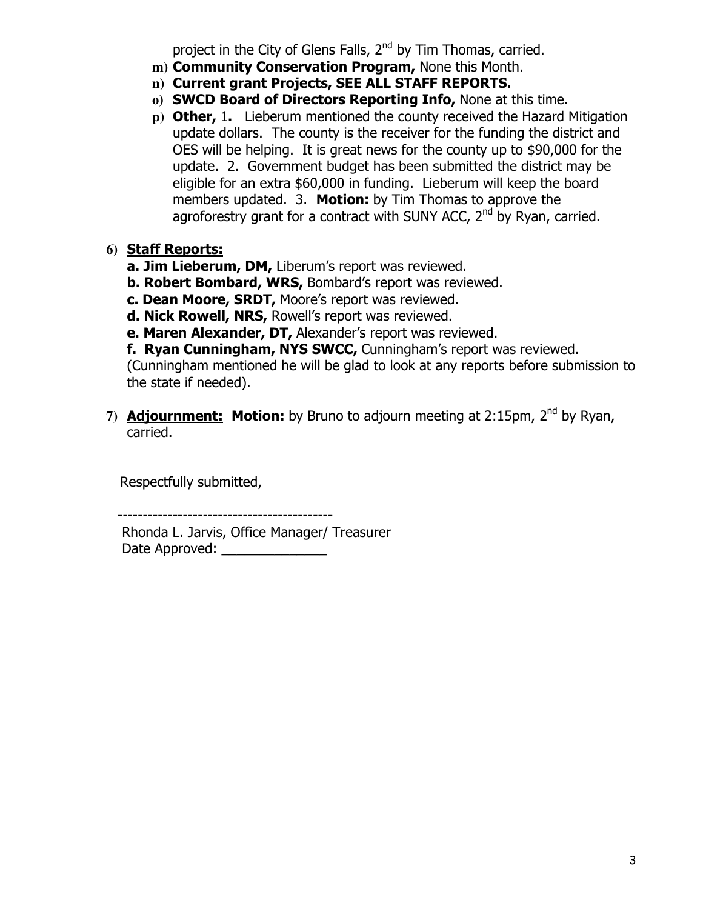project in the City of Glens Falls, 2nd by Tim Thomas, carried.

m) **Community Conservation Program,** None this Month.

n) **Current grant Projects, SEE ALL STAFF REPORTS.**

o) **SWCD Board of Directors Reporting Info,** None at this time.

p) **Other,** 1**.** Lieberum mentioned the county received the Hazard Mitigation update dollars. The county is the receiver for the funding the district and OES will be helping. It is great news for the county up to $90,000 for the update. 2. Government budget has been submitted the district may be eligible for an extra $60,000 in funding. Lieberum will keep the board members updated. 3. **Motion:** by Tim Thomas to approve the agroforestry grant for a contract with SUNY ACC, 2nd by Ryan, carried.

6) **Staff Reports:**

**a. Jim Lieberum, DM,** Liberum's report was reviewed.
**b. Robert Bombard, WRS,** Bombard's report was reviewed.
**c. Dean Moore, SRDT,** Moore's report was reviewed.
**d. Nick Rowell, NRS,** Rowell's report was reviewed.
**e. Maren Alexander, DT,** Alexander's report was reviewed.
**f. Ryan Cunningham, NYS SWCC,** Cunningham's report was reviewed. (Cunningham mentioned he will be glad to look at any reports before submission to the state if needed).

7) **Adjournment: Motion:** by Bruno to adjourn meeting at 2:15pm, 2nd by Ryan, carried.

Respectfully submitted,

-------------------------------------------
Rhonda L. Jarvis, Office Manager/ Treasurer
Date Approved: ______________